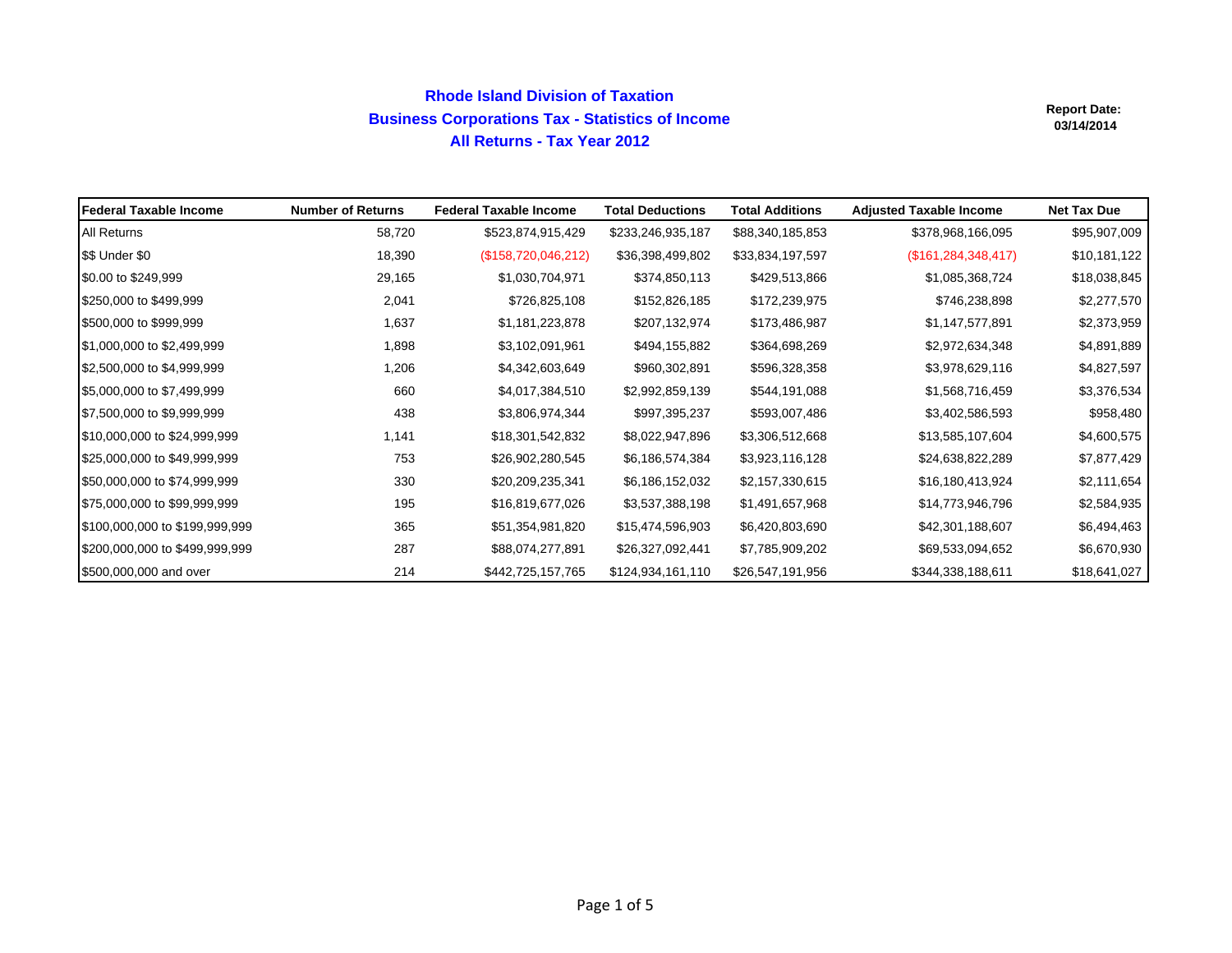# Rhode Island Division of Taxation

## Business Corporations Tax - Statistics of Income

## All Returns - Tax Year 2012

**Report Date: 03/14/2014**

| Federal Taxable Income | Number of Returns | Federal Taxable Income | Total Deductions | Total Additions | Adjusted Taxable Income | Net Tax Due |
|---|---|---|---|---|---|---|
| All Returns | 58,720 | $523,874,915,429 | $233,246,935,187 | $88,340,185,853 | $378,968,166,095 | $95,907,009 |
| $$ Under $0 | 18,390 | ($158,720,046,212) | $36,398,499,802 | $33,834,197,597 | ($161,284,348,417) | $10,181,122 |
| $0.00 to $249,999 | 29,165 | $1,030,704,971 | $374,850,113 | $429,513,866 | $1,085,368,724 | $18,038,845 |
| $250,000 to $499,999 | 2,041 | $726,825,108 | $152,826,185 | $172,239,975 | $746,238,898 | $2,277,570 |
| $500,000 to $999,999 | 1,637 | $1,181,223,878 | $207,132,974 | $173,486,987 | $1,147,577,891 | $2,373,959 |
| $1,000,000 to $2,499,999 | 1,898 | $3,102,091,961 | $494,155,882 | $364,698,269 | $2,972,634,348 | $4,891,889 |
| $2,500,000 to $4,999,999 | 1,206 | $4,342,603,649 | $960,302,891 | $596,328,358 | $3,978,629,116 | $4,827,597 |
| $5,000,000 to $7,499,999 | 660 | $4,017,384,510 | $2,992,859,139 | $544,191,088 | $1,568,716,459 | $3,376,534 |
| $7,500,000 to $9,999,999 | 438 | $3,806,974,344 | $997,395,237 | $593,007,486 | $3,402,586,593 | $958,480 |
| $10,000,000 to $24,999,999 | 1,141 | $18,301,542,832 | $8,022,947,896 | $3,306,512,668 | $13,585,107,604 | $4,600,575 |
| $25,000,000 to $49,999,999 | 753 | $26,902,280,545 | $6,186,574,384 | $3,923,116,128 | $24,638,822,289 | $7,877,429 |
| $50,000,000 to $74,999,999 | 330 | $20,209,235,341 | $6,186,152,032 | $2,157,330,615 | $16,180,413,924 | $2,111,654 |
| $75,000,000 to $99,999,999 | 195 | $16,819,677,026 | $3,537,388,198 | $1,491,657,968 | $14,773,946,796 | $2,584,935 |
| $100,000,000 to $199,999,999 | 365 | $51,354,981,820 | $15,474,596,903 | $6,420,803,690 | $42,301,188,607 | $6,494,463 |
| $200,000,000 to $499,999,999 | 287 | $88,074,277,891 | $26,327,092,441 | $7,785,909,202 | $69,533,094,652 | $6,670,930 |
| $500,000,000 and over | 214 | $442,725,157,765 | $124,934,161,110 | $26,547,191,956 | $344,338,188,611 | $18,641,027 |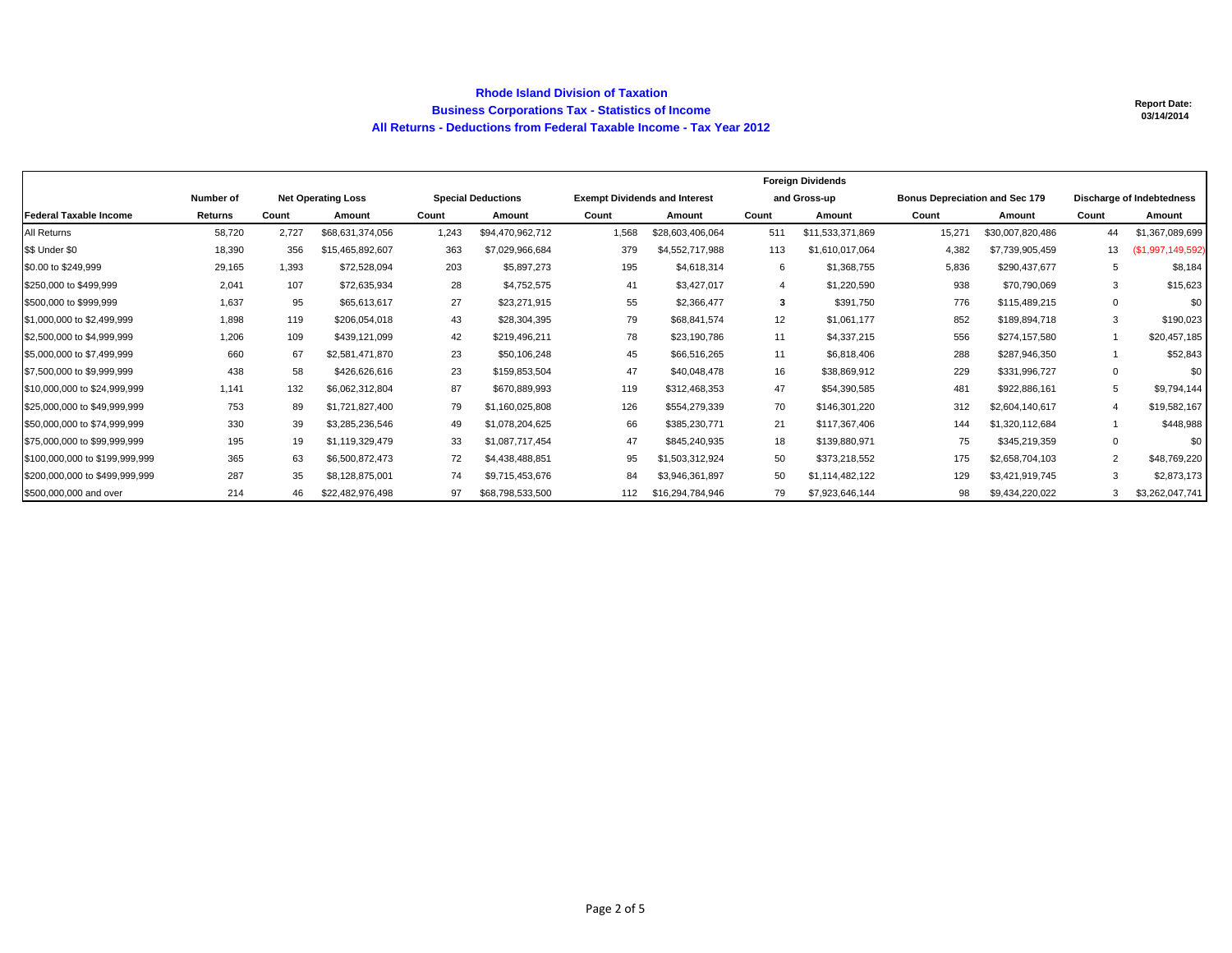# Rhode Island Division of Taxation

## Business Corporations Tax - Statistics of Income

### All Returns - Deductions from Federal Taxable Income - Tax Year 2012

**Report Date: 03/14/2014**

| | Number of | Net Operating Loss | | Special Deductions | | Exempt Dividends and Interest | | Foreign Dividends and Gross-up | | Bonus Depreciation and Sec 179 | | Discharge of Indebtedness | |
|---|---|---|---|---|---|---|---|---|---|---|---|---|---|
| **Federal Taxable Income** | **Returns** | **Count** | **Amount** | **Count** | **Amount** | **Count** | **Amount** | **Count** | **Amount** | **Count** | **Amount** | **Count** | **Amount** |
| All Returns | 58,720 | 2,727 | $68,631,374,056 | 1,243 | $94,470,962,712 | 1,568 | $28,603,406,064 | 511 | $11,533,371,869 | 15,271 | $30,007,820,486 | 44 | $1,367,089,699 |
| $$ Under $0 | 18,390 | 356 | $15,465,892,607 | 363 | $7,029,966,684 | 379 | $4,552,717,988 | 113 | $1,610,017,064 | 4,382 | $7,739,905,459 | 13 | ($1,997,149,592) |
| $0.00 to $249,999 | 29,165 | 1,393 | $72,528,094 | 203 | $5,897,273 | 195 | $4,618,314 | 6 | $1,368,755 | 5,836 | $290,437,677 | 5 | $8,184 |
| $250,000 to $499,999 | 2,041 | 107 | $72,635,934 | 28 | $4,752,575 | 41 | $3,427,017 | 4 | $1,220,590 | 938 | $70,790,069 | 3 | $15,623 |
| $500,000 to $999,999 | 1,637 | 95 | $65,613,617 | 27 | $23,271,915 | 55 | $2,366,477 | **3** | $391,750 | 776 | $115,489,215 | 0 | $0 |
| $1,000,000 to $2,499,999 | 1,898 | 119 | $206,054,018 | 43 | $28,304,395 | 79 | $68,841,574 | 12 | $1,061,177 | 852 | $189,894,718 | 3 | $190,023 |
| $2,500,000 to $4,999,999 | 1,206 | 109 | $439,121,099 | 42 | $219,496,211 | 78 | $23,190,786 | 11 | $4,337,215 | 556 | $274,157,580 | 1 | $20,457,185 |
| $5,000,000 to $7,499,999 | 660 | 67 | $2,581,471,870 | 23 | $50,106,248 | 45 | $66,516,265 | 11 | $6,818,406 | 288 | $287,946,350 | 1 | $52,843 |
| $7,500,000 to $9,999,999 | 438 | 58 | $426,626,616 | 23 | $159,853,504 | 47 | $40,048,478 | 16 | $38,869,912 | 229 | $331,996,727 | 0 | $0 |
| $10,000,000 to $24,999,999 | 1,141 | 132 | $6,062,312,804 | 87 | $670,889,993 | 119 | $312,468,353 | 47 | $54,390,585 | 481 | $922,886,161 | 5 | $9,794,144 |
| $25,000,000 to $49,999,999 | 753 | 89 | $1,721,827,400 | 79 | $1,160,025,808 | 126 | $554,279,339 | 70 | $146,301,220 | 312 | $2,604,140,617 | 4 | $19,582,167 |
| $50,000,000 to $74,999,999 | 330 | 39 | $3,285,236,546 | 49 | $1,078,204,625 | 66 | $385,230,771 | 21 | $117,367,406 | 144 | $1,320,112,684 | 1 | $448,988 |
| $75,000,000 to $99,999,999 | 195 | 19 | $1,119,329,479 | 33 | $1,087,717,454 | 47 | $845,240,935 | 18 | $139,880,971 | 75 | $345,219,359 | 0 | $0 |
| $100,000,000 to $199,999,999 | 365 | 63 | $6,500,872,473 | 72 | $4,438,488,851 | 95 | $1,503,312,924 | 50 | $373,218,552 | 175 | $2,658,704,103 | 2 | $48,769,220 |
| $200,000,000 to $499,999,999 | 287 | 35 | $8,128,875,001 | 74 | $9,715,453,676 | 84 | $3,946,361,897 | 50 | $1,114,482,122 | 129 | $3,421,919,745 | 3 | $2,873,173 |
| $500,000,000 and over | 214 | 46 | $22,482,976,498 | 97 | $68,798,533,500 | 112 | $16,294,784,946 | 79 | $7,923,646,144 | 98 | $9,434,220,022 | 3 | $3,262,047,741 |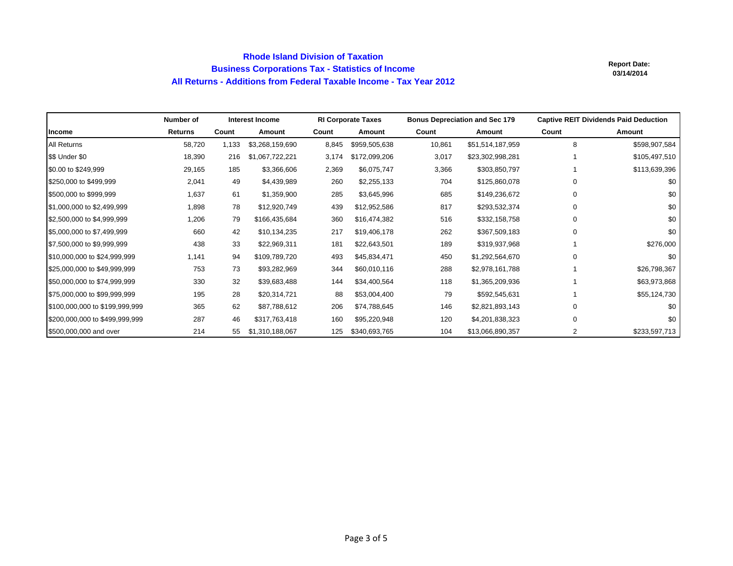# Rhode Island Division of Taxation
## Business Corporations Tax - Statistics of Income
## All Returns - Additions from Federal Taxable Income - Tax Year 2012

**Report Date: 03/14/2014**

| | Number of | Interest Income | | RI Corporate Taxes | | Bonus Depreciation and Sec 179 | | Captive REIT Dividends Paid Deduction | |
|---|---|---|---|---|---|---|---|---|---|
| Income | Returns | Count | Amount | Count | Amount | Count | Amount | Count | Amount |
| All Returns | 58,720 | 1,133 | $3,268,159,690 | 8,845 | $959,505,638 | 10,861 | $51,514,187,959 | 8 | $598,907,584 |
| $$ Under $0 | 18,390 | 216 | $1,067,722,221 | 3,174 | $172,099,206 | 3,017 | $23,302,998,281 | 1 | $105,497,510 |
| $0.00 to $249,999 | 29,165 | 185 | $3,366,606 | 2,369 | $6,075,747 | 3,366 | $303,850,797 | 1 | $113,639,396 |
| $250,000 to $499,999 | 2,041 | 49 | $4,439,989 | 260 | $2,255,133 | 704 | $125,860,078 | 0 | $0 |
| $500,000 to $999,999 | 1,637 | 61 | $1,359,900 | 285 | $3,645,996 | 685 | $149,236,672 | 0 | $0 |
| $1,000,000 to $2,499,999 | 1,898 | 78 | $12,920,749 | 439 | $12,952,586 | 817 | $293,532,374 | 0 | $0 |
| $2,500,000 to $4,999,999 | 1,206 | 79 | $166,435,684 | 360 | $16,474,382 | 516 | $332,158,758 | 0 | $0 |
| $5,000,000 to $7,499,999 | 660 | 42 | $10,134,235 | 217 | $19,406,178 | 262 | $367,509,183 | 0 | $0 |
| $7,500,000 to $9,999,999 | 438 | 33 | $22,969,311 | 181 | $22,643,501 | 189 | $319,937,968 | 1 | $276,000 |
| $10,000,000 to $24,999,999 | 1,141 | 94 | $109,789,720 | 493 | $45,834,471 | 450 | $1,292,564,670 | 0 | $0 |
| $25,000,000 to $49,999,999 | 753 | 73 | $93,282,969 | 344 | $60,010,116 | 288 | $2,978,161,788 | 1 | $26,798,367 |
| $50,000,000 to $74,999,999 | 330 | 32 | $39,683,488 | 144 | $34,400,564 | 118 | $1,365,209,936 | 1 | $63,973,868 |
| $75,000,000 to $99,999,999 | 195 | 28 | $20,314,721 | 88 | $53,004,400 | 79 | $592,545,631 | 1 | $55,124,730 |
| $100,000,000 to $199,999,999 | 365 | 62 | $87,788,612 | 206 | $74,788,645 | 146 | $2,821,893,143 | 0 | $0 |
| $200,000,000 to $499,999,999 | 287 | 46 | $317,763,418 | 160 | $95,220,948 | 120 | $4,201,838,323 | 0 | $0 |
| $500,000,000 and over | 214 | 55 | $1,310,188,067 | 125 | $340,693,765 | 104 | $13,066,890,357 | 2 | $233,597,713 |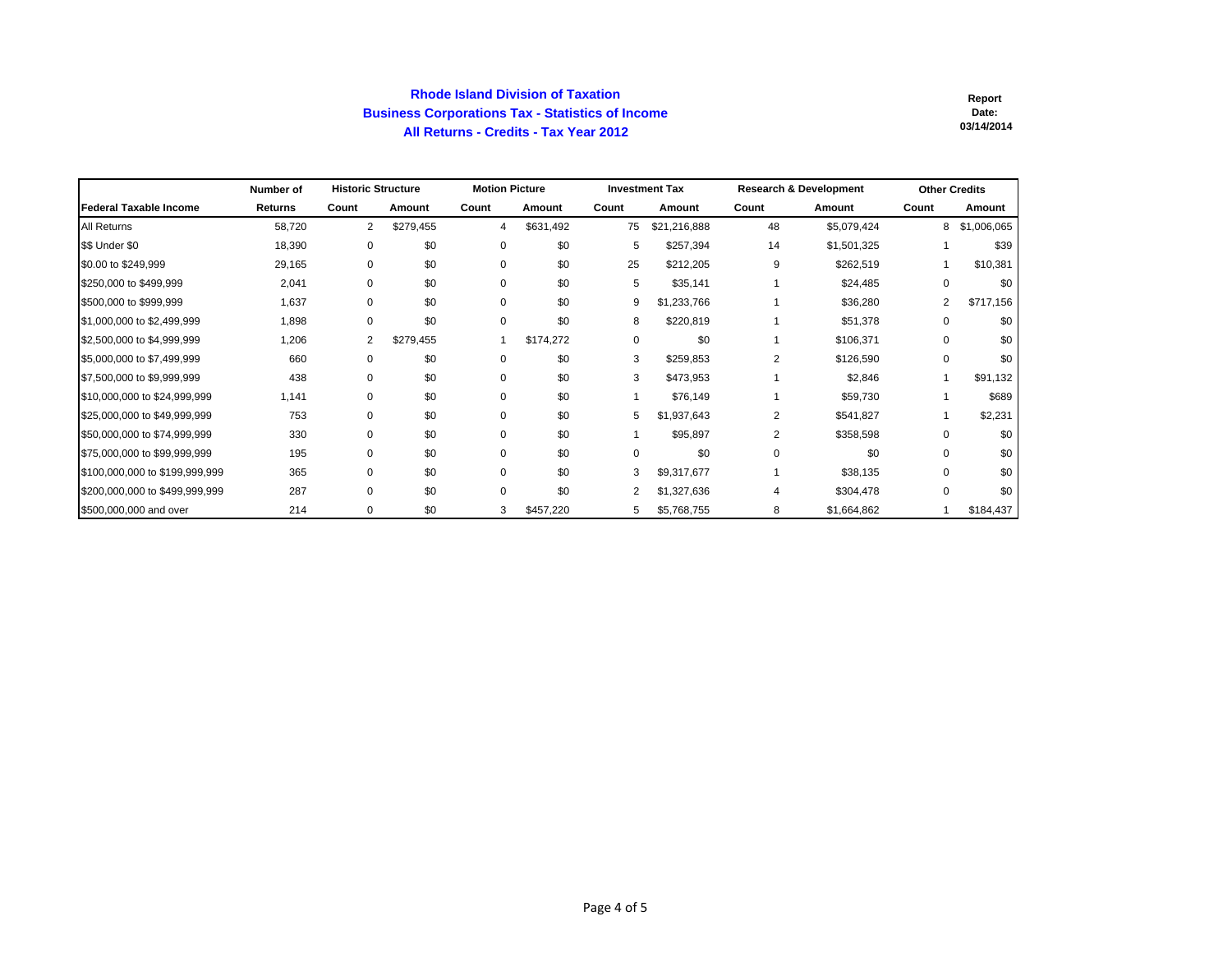# Rhode Island Division of Taxation
## Business Corporations Tax - Statistics of Income
## All Returns - Credits - Tax Year 2012

**Report Date: 03/14/2014**

| | Number of | Historic Structure | | Motion Picture | | Investment Tax | | Research & Development | | Other Credits | |
|---|---|---|---|---|---|---|---|---|---|---|---|
| **Federal Taxable Income** | **Returns** | **Count** | **Amount** | **Count** | **Amount** | **Count** | **Amount** | **Count** | **Amount** | **Count** | **Amount** |
| All Returns | 58,720 | 2 | $279,455 | 4 | $631,492 | 75 | $21,216,888 | 48 | $5,079,424 | 8 | $1,006,065 |
| $$ Under $0 | 18,390 | 0 | $0 | 0 | $0 | 5 | $257,394 | 14 | $1,501,325 | 1 | $39 |
| $0.00 to $249,999 | 29,165 | 0 | $0 | 0 | $0 | 25 | $212,205 | 9 | $262,519 | 1 | $10,381 |
| $250,000 to $499,999 | 2,041 | 0 | $0 | 0 | $0 | 5 | $35,141 | 1 | $24,485 | 0 | $0 |
| $500,000 to $999,999 | 1,637 | 0 | $0 | 0 | $0 | 9 | $1,233,766 | 1 | $36,280 | 2 | $717,156 |
| $1,000,000 to $2,499,999 | 1,898 | 0 | $0 | 0 | $0 | 8 | $220,819 | 1 | $51,378 | 0 | $0 |
| $2,500,000 to $4,999,999 | 1,206 | 2 | $279,455 | 1 | $174,272 | 0 | $0 | 1 | $106,371 | 0 | $0 |
| $5,000,000 to $7,499,999 | 660 | 0 | $0 | 0 | $0 | 3 | $259,853 | 2 | $126,590 | 0 | $0 |
| $7,500,000 to $9,999,999 | 438 | 0 | $0 | 0 | $0 | 3 | $473,953 | 1 | $2,846 | 1 | $91,132 |
| $10,000,000 to $24,999,999 | 1,141 | 0 | $0 | 0 | $0 | 1 | $76,149 | 1 | $59,730 | 1 | $689 |
| $25,000,000 to $49,999,999 | 753 | 0 | $0 | 0 | $0 | 5 | $1,937,643 | 2 | $541,827 | 1 | $2,231 |
| $50,000,000 to $74,999,999 | 330 | 0 | $0 | 0 | $0 | 1 | $95,897 | 2 | $358,598 | 0 | $0 |
| $75,000,000 to $99,999,999 | 195 | 0 | $0 | 0 | $0 | 0 | $0 | 0 | $0 | 0 | $0 |
| $100,000,000 to $199,999,999 | 365 | 0 | $0 | 0 | $0 | 3 | $9,317,677 | 1 | $38,135 | 0 | $0 |
| $200,000,000 to $499,999,999 | 287 | 0 | $0 | 0 | $0 | 2 | $1,327,636 | 4 | $304,478 | 0 | $0 |
| $500,000,000 and over | 214 | 0 | $0 | 3 | $457,220 | 5 | $5,768,755 | 8 | $1,664,862 | 1 | $184,437 |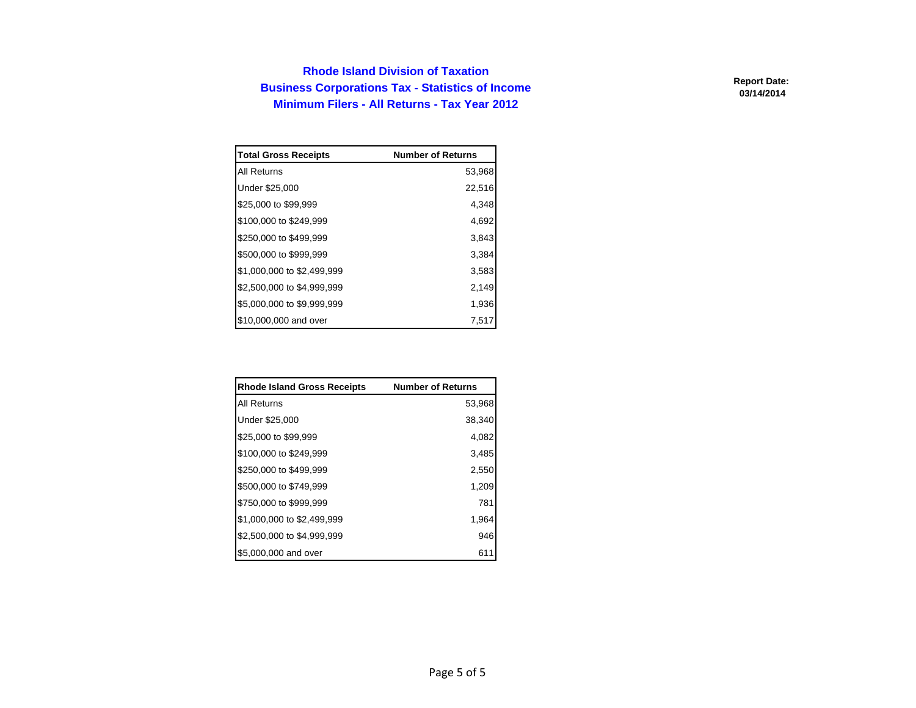# Rhode Island Division of Taxation
## Business Corporations Tax - Statistics of Income
## Minimum Filers - All Returns - Tax Year 2012

**Report Date:**
**03/14/2014**

| Total Gross Receipts | Number of Returns |
|---|---|
| All Returns | 53,968 |
| Under $25,000 | 22,516 |
| $25,000 to $99,999 | 4,348 |
| $100,000 to $249,999 | 4,692 |
| $250,000 to $499,999 | 3,843 |
| $500,000 to $999,999 | 3,384 |
| $1,000,000 to $2,499,999 | 3,583 |
| $2,500,000 to $4,999,999 | 2,149 |
| $5,000,000 to $9,999,999 | 1,936 |
| $10,000,000 and over | 7,517 |

| Rhode Island Gross Receipts | Number of Returns |
|---|---|
| All Returns | 53,968 |
| Under $25,000 | 38,340 |
| $25,000 to $99,999 | 4,082 |
| $100,000 to $249,999 | 3,485 |
| $250,000 to $499,999 | 2,550 |
| $500,000 to $749,999 | 1,209 |
| $750,000 to $999,999 | 781 |
| $1,000,000 to $2,499,999 | 1,964 |
| $2,500,000 to $4,999,999 | 946 |
| $5,000,000 and over | 611 |